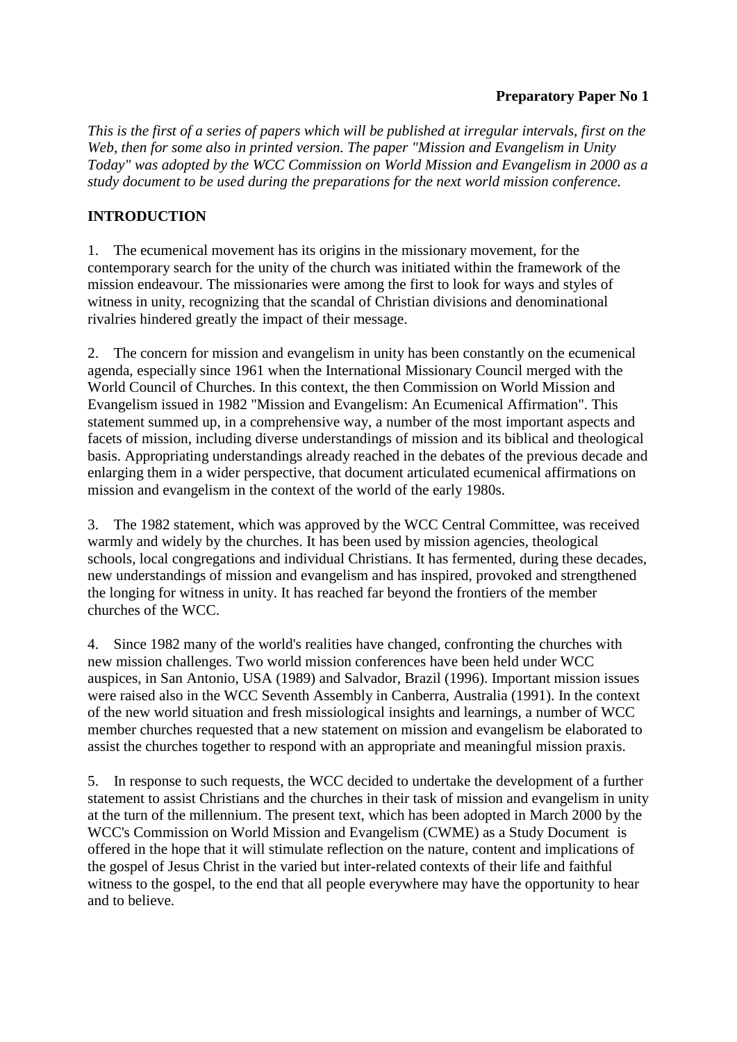**Preparatory Paper No 1**

*This is the first of a series of papers which will be published at irregular intervals, first on the Web, then for some also in printed version. The paper "Mission and Evangelism in Unity Today" was adopted by the WCC Commission on World Mission and Evangelism in 2000 as a study document to be used during the preparations for the next world mission conference.*

## INTRODUCTION

1. The ecumenical movement has its origins in the missionary movement, for the contemporary search for the unity of the church was initiated within the framework of the mission endeavour. The missionaries were among the first to look for ways and styles of witness in unity, recognizing that the scandal of Christian divisions and denominational rivalries hindered greatly the impact of their message.

2. The concern for mission and evangelism in unity has been constantly on the ecumenical agenda, especially since 1961 when the International Missionary Council merged with the World Council of Churches. In this context, the then Commission on World Mission and Evangelism issued in 1982 "Mission and Evangelism: An Ecumenical Affirmation". This statement summed up, in a comprehensive way, a number of the most important aspects and facets of mission, including diverse understandings of mission and its biblical and theological basis. Appropriating understandings already reached in the debates of the previous decade and enlarging them in a wider perspective, that document articulated ecumenical affirmations on mission and evangelism in the context of the world of the early 1980s.

3. The 1982 statement, which was approved by the WCC Central Committee, was received warmly and widely by the churches. It has been used by mission agencies, theological schools, local congregations and individual Christians. It has fermented, during these decades, new understandings of mission and evangelism and has inspired, provoked and strengthened the longing for witness in unity. It has reached far beyond the frontiers of the member churches of the WCC.

4. Since 1982 many of the world's realities have changed, confronting the churches with new mission challenges. Two world mission conferences have been held under WCC auspices, in San Antonio, USA (1989) and Salvador, Brazil (1996). Important mission issues were raised also in the WCC Seventh Assembly in Canberra, Australia (1991). In the context of the new world situation and fresh missiological insights and learnings, a number of WCC member churches requested that a new statement on mission and evangelism be elaborated to assist the churches together to respond with an appropriate and meaningful mission praxis.

5. In response to such requests, the WCC decided to undertake the development of a further statement to assist Christians and the churches in their task of mission and evangelism in unity at the turn of the millennium. The present text, which has been adopted in March 2000 by the WCC's Commission on World Mission and Evangelism (CWME) as a Study Document is offered in the hope that it will stimulate reflection on the nature, content and implications of the gospel of Jesus Christ in the varied but inter-related contexts of their life and faithful witness to the gospel, to the end that all people everywhere may have the opportunity to hear and to believe.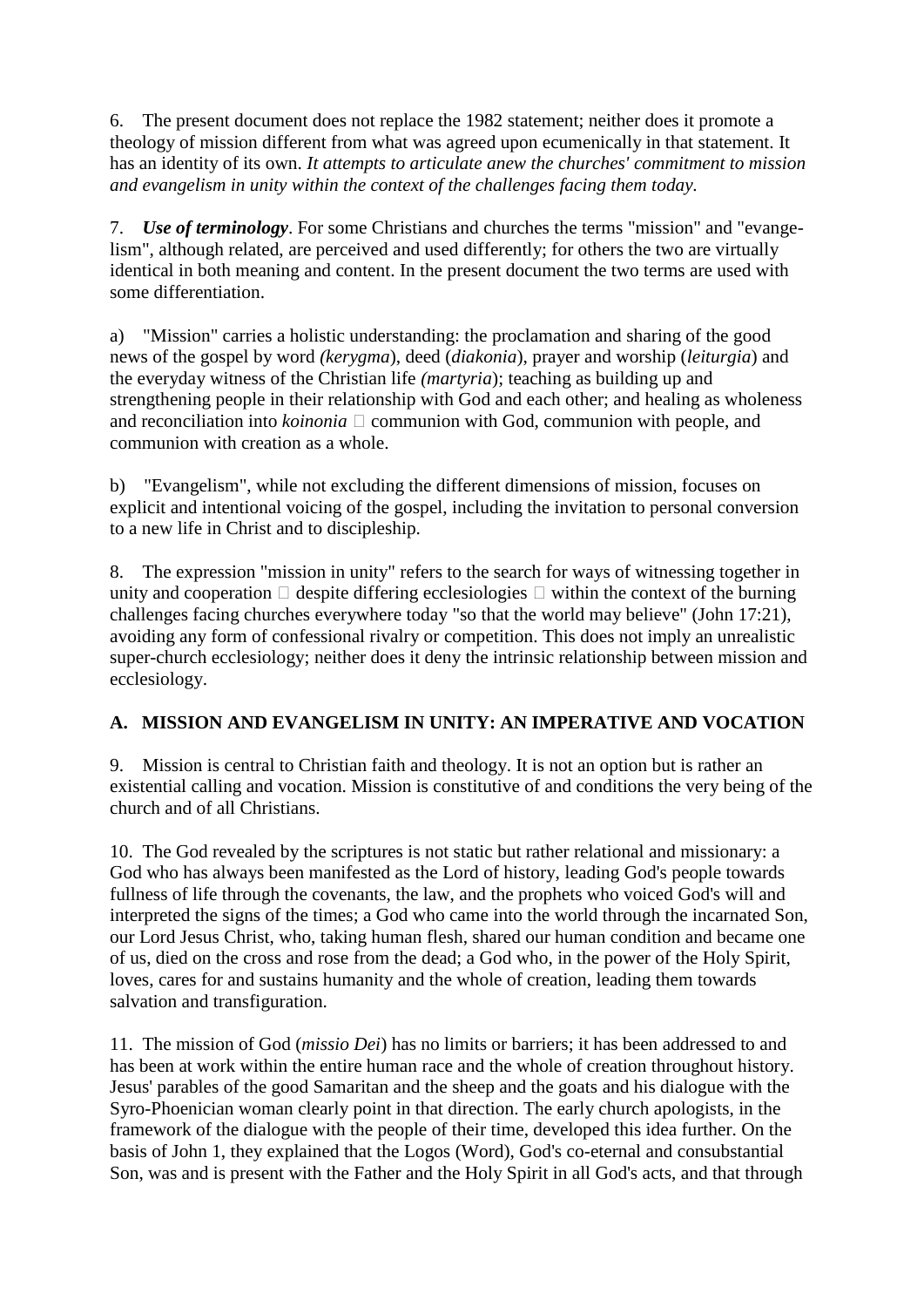6. The present document does not replace the 1982 statement; neither does it promote a theology of mission different from what was agreed upon ecumenically in that statement. It has an identity of its own. *It attempts to articulate anew the churches' commitment to mission and evangelism in unity within the context of the challenges facing them today.*

7. ***Use of terminology***. For some Christians and churches the terms "mission" and "evangelism", although related, are perceived and used differently; for others the two are virtually identical in both meaning and content. In the present document the two terms are used with some differentiation.

a) "Mission" carries a holistic understanding: the proclamation and sharing of the good news of the gospel by word *(kerygma)*, deed (*diakonia*), prayer and worship (*leiturgia*) and the everyday witness of the Christian life *(martyria)*; teaching as building up and strengthening people in their relationship with God and each other; and healing as wholeness and reconciliation into *koinonia*  communion with God, communion with people, and communion with creation as a whole.

b) "Evangelism", while not excluding the different dimensions of mission, focuses on explicit and intentional voicing of the gospel, including the invitation to personal conversion to a new life in Christ and to discipleship.

8. The expression "mission in unity" refers to the search for ways of witnessing together in unity and cooperation  despite differing ecclesiologies  within the context of the burning challenges facing churches everywhere today "so that the world may believe" (John 17:21), avoiding any form of confessional rivalry or competition. This does not imply an unrealistic super-church ecclesiology; neither does it deny the intrinsic relationship between mission and ecclesiology.

## A. MISSION AND EVANGELISM IN UNITY: AN IMPERATIVE AND VOCATION

9. Mission is central to Christian faith and theology. It is not an option but is rather an existential calling and vocation. Mission is constitutive of and conditions the very being of the church and of all Christians.

10. The God revealed by the scriptures is not static but rather relational and missionary: a God who has always been manifested as the Lord of history, leading God's people towards fullness of life through the covenants, the law, and the prophets who voiced God's will and interpreted the signs of the times; a God who came into the world through the incarnated Son, our Lord Jesus Christ, who, taking human flesh, shared our human condition and became one of us, died on the cross and rose from the dead; a God who, in the power of the Holy Spirit, loves, cares for and sustains humanity and the whole of creation, leading them towards salvation and transfiguration.

11. The mission of God (*missio Dei*) has no limits or barriers; it has been addressed to and has been at work within the entire human race and the whole of creation throughout history. Jesus' parables of the good Samaritan and the sheep and the goats and his dialogue with the Syro-Phoenician woman clearly point in that direction. The early church apologists, in the framework of the dialogue with the people of their time, developed this idea further. On the basis of John 1, they explained that the Logos (Word), God's co-eternal and consubstantial Son, was and is present with the Father and the Holy Spirit in all God's acts, and that through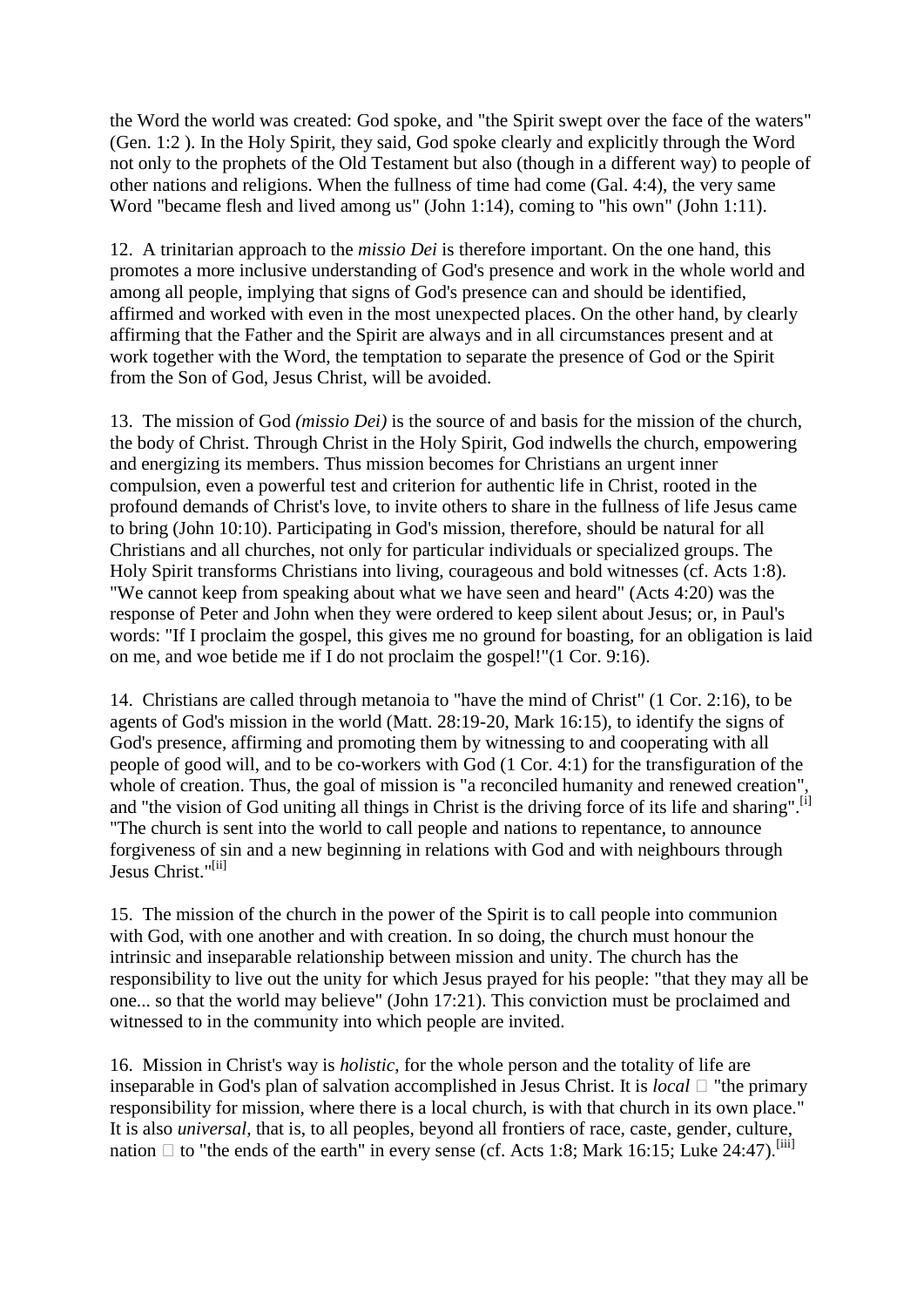the Word the world was created: God spoke, and "the Spirit swept over the face of the waters" (Gen. 1:2 ). In the Holy Spirit, they said, God spoke clearly and explicitly through the Word not only to the prophets of the Old Testament but also (though in a different way) to people of other nations and religions. When the fullness of time had come (Gal. 4:4), the very same Word "became flesh and lived among us" (John 1:14), coming to "his own" (John 1:11).

12. A trinitarian approach to the *missio Dei* is therefore important. On the one hand, this promotes a more inclusive understanding of God's presence and work in the whole world and among all people, implying that signs of God's presence can and should be identified, affirmed and worked with even in the most unexpected places. On the other hand, by clearly affirming that the Father and the Spirit are always and in all circumstances present and at work together with the Word, the temptation to separate the presence of God or the Spirit from the Son of God, Jesus Christ, will be avoided.

13. The mission of God *(missio Dei)* is the source of and basis for the mission of the church, the body of Christ. Through Christ in the Holy Spirit, God indwells the church, empowering and energizing its members. Thus mission becomes for Christians an urgent inner compulsion, even a powerful test and criterion for authentic life in Christ, rooted in the profound demands of Christ's love, to invite others to share in the fullness of life Jesus came to bring (John 10:10). Participating in God's mission, therefore, should be natural for all Christians and all churches, not only for particular individuals or specialized groups. The Holy Spirit transforms Christians into living, courageous and bold witnesses (cf. Acts 1:8). "We cannot keep from speaking about what we have seen and heard" (Acts 4:20) was the response of Peter and John when they were ordered to keep silent about Jesus; or, in Paul's words: "If I proclaim the gospel, this gives me no ground for boasting, for an obligation is laid on me, and woe betide me if I do not proclaim the gospel!"(1 Cor. 9:16).

14. Christians are called through metanoia to "have the mind of Christ" (1 Cor. 2:16), to be agents of God's mission in the world (Matt. 28:19-20, Mark 16:15), to identify the signs of God's presence, affirming and promoting them by witnessing to and cooperating with all people of good will, and to be co-workers with God (1 Cor. 4:1) for the transfiguration of the whole of creation. Thus, the goal of mission is "a reconciled humanity and renewed creation", and "the vision of God uniting all things in Christ is the driving force of its life and sharing".[i] "The church is sent into the world to call people and nations to repentance, to announce forgiveness of sin and a new beginning in relations with God and with neighbours through Jesus Christ."[ii]

15. The mission of the church in the power of the Spirit is to call people into communion with God, with one another and with creation. In so doing, the church must honour the intrinsic and inseparable relationship between mission and unity. The church has the responsibility to live out the unity for which Jesus prayed for his people: "that they may all be one... so that the world may believe" (John 17:21). This conviction must be proclaimed and witnessed to in the community into which people are invited.

16. Mission in Christ's way is *holistic*, for the whole person and the totality of life are inseparable in God's plan of salvation accomplished in Jesus Christ. It is *local*  "the primary responsibility for mission, where there is a local church, is with that church in its own place." It is also *universal*, that is, to all peoples, beyond all frontiers of race, caste, gender, culture, nation  to "the ends of the earth" in every sense (cf. Acts 1:8; Mark 16:15; Luke 24:47).[iii]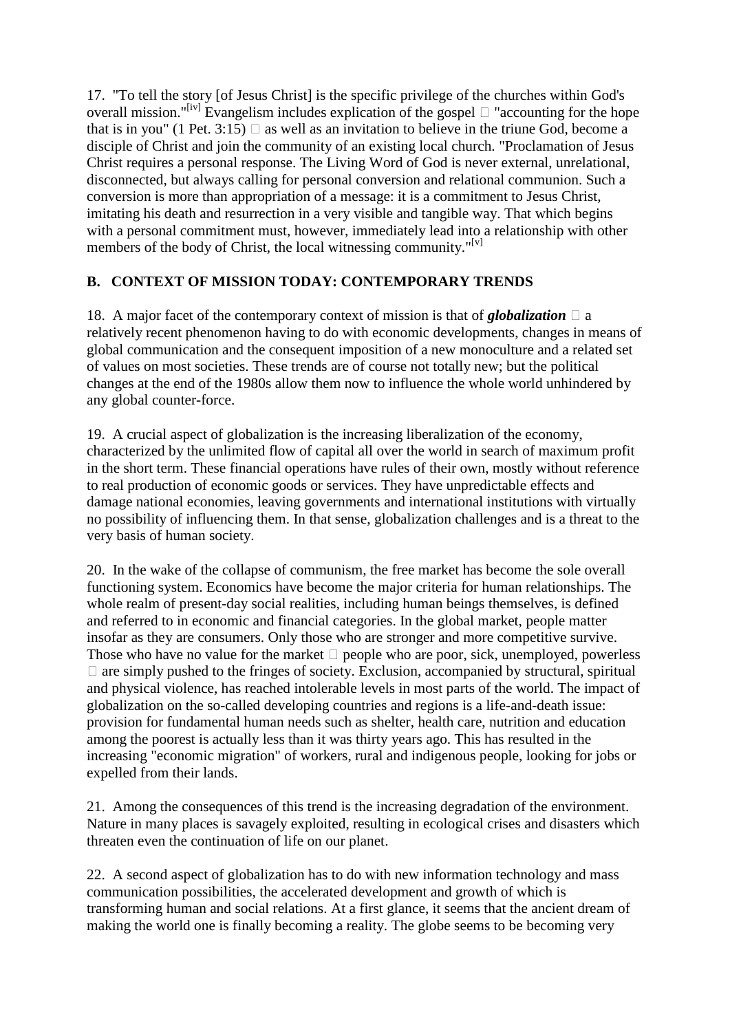17. "To tell the story [of Jesus Christ] is the specific privilege of the churches within God's overall mission."[iv] Evangelism includes explication of the gospel  "accounting for the hope that is in you" (1 Pet. 3:15)  as well as an invitation to believe in the triune God, become a disciple of Christ and join the community of an existing local church. "Proclamation of Jesus Christ requires a personal response. The Living Word of God is never external, unrelational, disconnected, but always calling for personal conversion and relational communion. Such a conversion is more than appropriation of a message: it is a commitment to Jesus Christ, imitating his death and resurrection in a very visible and tangible way. That which begins with a personal commitment must, however, immediately lead into a relationship with other members of the body of Christ, the local witnessing community."[v]

## B. CONTEXT OF MISSION TODAY: CONTEMPORARY TRENDS

18. A major facet of the contemporary context of mission is that of ***globalization***  a relatively recent phenomenon having to do with economic developments, changes in means of global communication and the consequent imposition of a new monoculture and a related set of values on most societies. These trends are of course not totally new; but the political changes at the end of the 1980s allow them now to influence the whole world unhindered by any global counter-force.

19. A crucial aspect of globalization is the increasing liberalization of the economy, characterized by the unlimited flow of capital all over the world in search of maximum profit in the short term. These financial operations have rules of their own, mostly without reference to real production of economic goods or services. They have unpredictable effects and damage national economies, leaving governments and international institutions with virtually no possibility of influencing them. In that sense, globalization challenges and is a threat to the very basis of human society.

20. In the wake of the collapse of communism, the free market has become the sole overall functioning system. Economics have become the major criteria for human relationships. The whole realm of present-day social realities, including human beings themselves, is defined and referred to in economic and financial categories. In the global market, people matter insofar as they are consumers. Only those who are stronger and more competitive survive. Those who have no value for the market  people who are poor, sick, unemployed, powerless  are simply pushed to the fringes of society. Exclusion, accompanied by structural, spiritual and physical violence, has reached intolerable levels in most parts of the world. The impact of globalization on the so-called developing countries and regions is a life-and-death issue: provision for fundamental human needs such as shelter, health care, nutrition and education among the poorest is actually less than it was thirty years ago. This has resulted in the increasing "economic migration" of workers, rural and indigenous people, looking for jobs or expelled from their lands.

21. Among the consequences of this trend is the increasing degradation of the environment. Nature in many places is savagely exploited, resulting in ecological crises and disasters which threaten even the continuation of life on our planet.

22. A second aspect of globalization has to do with new information technology and mass communication possibilities, the accelerated development and growth of which is transforming human and social relations. At a first glance, it seems that the ancient dream of making the world one is finally becoming a reality. The globe seems to be becoming very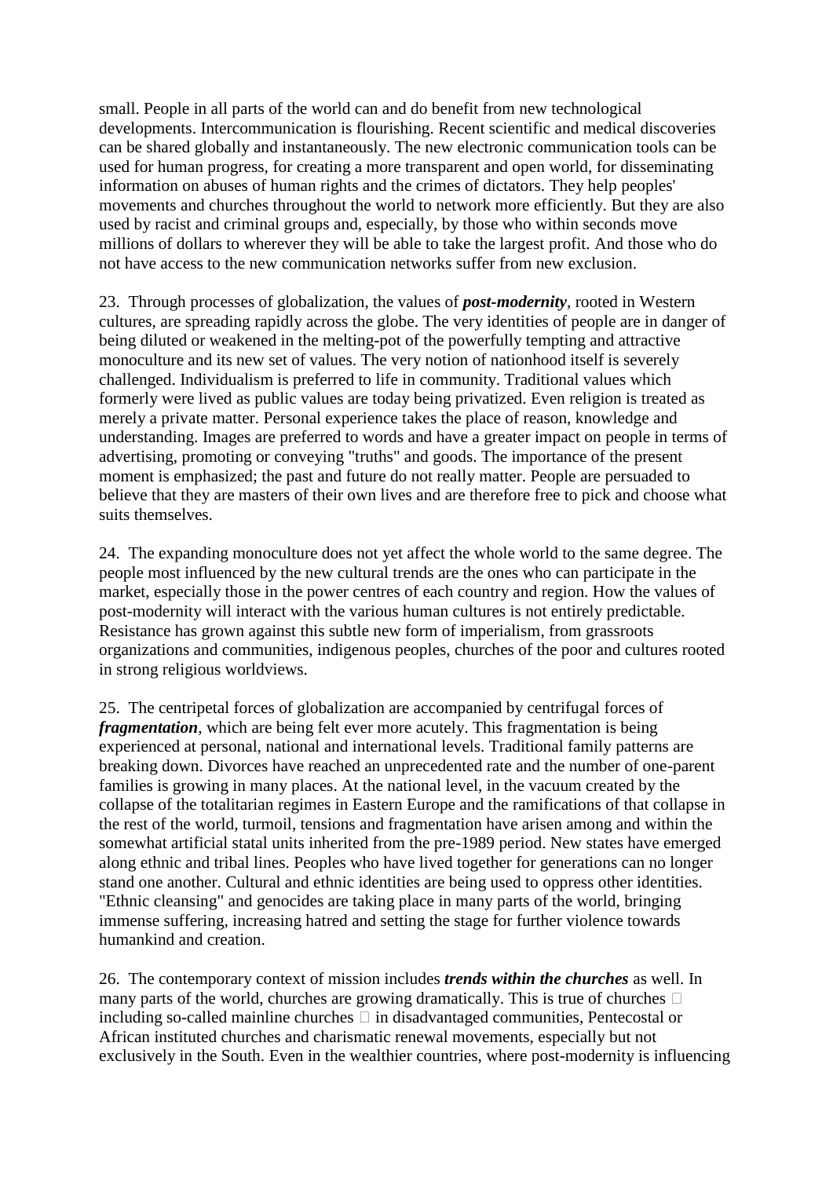small. People in all parts of the world can and do benefit from new technological developments. Intercommunication is flourishing. Recent scientific and medical discoveries can be shared globally and instantaneously. The new electronic communication tools can be used for human progress, for creating a more transparent and open world, for disseminating information on abuses of human rights and the crimes of dictators. They help peoples' movements and churches throughout the world to network more efficiently. But they are also used by racist and criminal groups and, especially, by those who within seconds move millions of dollars to wherever they will be able to take the largest profit. And those who do not have access to the new communication networks suffer from new exclusion.

23. Through processes of globalization, the values of ***post-modernity***, rooted in Western cultures, are spreading rapidly across the globe. The very identities of people are in danger of being diluted or weakened in the melting-pot of the powerfully tempting and attractive monoculture and its new set of values. The very notion of nationhood itself is severely challenged. Individualism is preferred to life in community. Traditional values which formerly were lived as public values are today being privatized. Even religion is treated as merely a private matter. Personal experience takes the place of reason, knowledge and understanding. Images are preferred to words and have a greater impact on people in terms of advertising, promoting or conveying "truths" and goods. The importance of the present moment is emphasized; the past and future do not really matter. People are persuaded to believe that they are masters of their own lives and are therefore free to pick and choose what suits themselves.

24. The expanding monoculture does not yet affect the whole world to the same degree. The people most influenced by the new cultural trends are the ones who can participate in the market, especially those in the power centres of each country and region. How the values of post-modernity will interact with the various human cultures is not entirely predictable. Resistance has grown against this subtle new form of imperialism, from grassroots organizations and communities, indigenous peoples, churches of the poor and cultures rooted in strong religious worldviews.

25. The centripetal forces of globalization are accompanied by centrifugal forces of ***fragmentation***, which are being felt ever more acutely. This fragmentation is being experienced at personal, national and international levels. Traditional family patterns are breaking down. Divorces have reached an unprecedented rate and the number of one-parent families is growing in many places. At the national level, in the vacuum created by the collapse of the totalitarian regimes in Eastern Europe and the ramifications of that collapse in the rest of the world, turmoil, tensions and fragmentation have arisen among and within the somewhat artificial statal units inherited from the pre-1989 period. New states have emerged along ethnic and tribal lines. Peoples who have lived together for generations can no longer stand one another. Cultural and ethnic identities are being used to oppress other identities. "Ethnic cleansing" and genocides are taking place in many parts of the world, bringing immense suffering, increasing hatred and setting the stage for further violence towards humankind and creation.

26. The contemporary context of mission includes ***trends within the churches*** as well. In many parts of the world, churches are growing dramatically. This is true of churches  including so-called mainline churches  in disadvantaged communities, Pentecostal or African instituted churches and charismatic renewal movements, especially but not exclusively in the South. Even in the wealthier countries, where post-modernity is influencing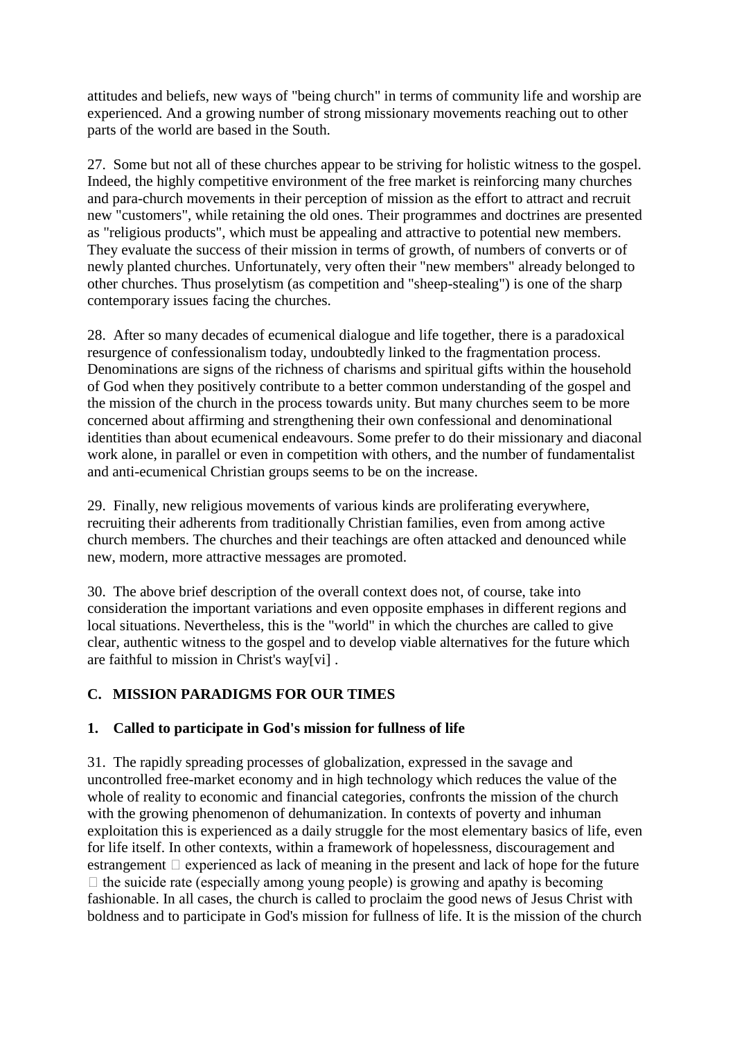attitudes and beliefs, new ways of "being church" in terms of community life and worship are experienced. And a growing number of strong missionary movements reaching out to other parts of the world are based in the South.

27. Some but not all of these churches appear to be striving for holistic witness to the gospel. Indeed, the highly competitive environment of the free market is reinforcing many churches and para-church movements in their perception of mission as the effort to attract and recruit new "customers", while retaining the old ones. Their programmes and doctrines are presented as "religious products", which must be appealing and attractive to potential new members. They evaluate the success of their mission in terms of growth, of numbers of converts or of newly planted churches. Unfortunately, very often their "new members" already belonged to other churches. Thus proselytism (as competition and "sheep-stealing") is one of the sharp contemporary issues facing the churches.

28. After so many decades of ecumenical dialogue and life together, there is a paradoxical resurgence of confessionalism today, undoubtedly linked to the fragmentation process. Denominations are signs of the richness of charisms and spiritual gifts within the household of God when they positively contribute to a better common understanding of the gospel and the mission of the church in the process towards unity. But many churches seem to be more concerned about affirming and strengthening their own confessional and denominational identities than about ecumenical endeavours. Some prefer to do their missionary and diaconal work alone, in parallel or even in competition with others, and the number of fundamentalist and anti-ecumenical Christian groups seems to be on the increase.

29. Finally, new religious movements of various kinds are proliferating everywhere, recruiting their adherents from traditionally Christian families, even from among active church members. The churches and their teachings are often attacked and denounced while new, modern, more attractive messages are promoted.

30. The above brief description of the overall context does not, of course, take into consideration the important variations and even opposite emphases in different regions and local situations. Nevertheless, this is the "world" in which the churches are called to give clear, authentic witness to the gospel and to develop viable alternatives for the future which are faithful to mission in Christ's way[vi] .

## C. MISSION PARADIGMS FOR OUR TIMES

### 1. Called to participate in God's mission for fullness of life

31. The rapidly spreading processes of globalization, expressed in the savage and uncontrolled free-market economy and in high technology which reduces the value of the whole of reality to economic and financial categories, confronts the mission of the church with the growing phenomenon of dehumanization. In contexts of poverty and inhuman exploitation this is experienced as a daily struggle for the most elementary basics of life, even for life itself. In other contexts, within a framework of hopelessness, discouragement and estrangement  experienced as lack of meaning in the present and lack of hope for the future  the suicide rate (especially among young people) is growing and apathy is becoming fashionable. In all cases, the church is called to proclaim the good news of Jesus Christ with boldness and to participate in God's mission for fullness of life. It is the mission of the church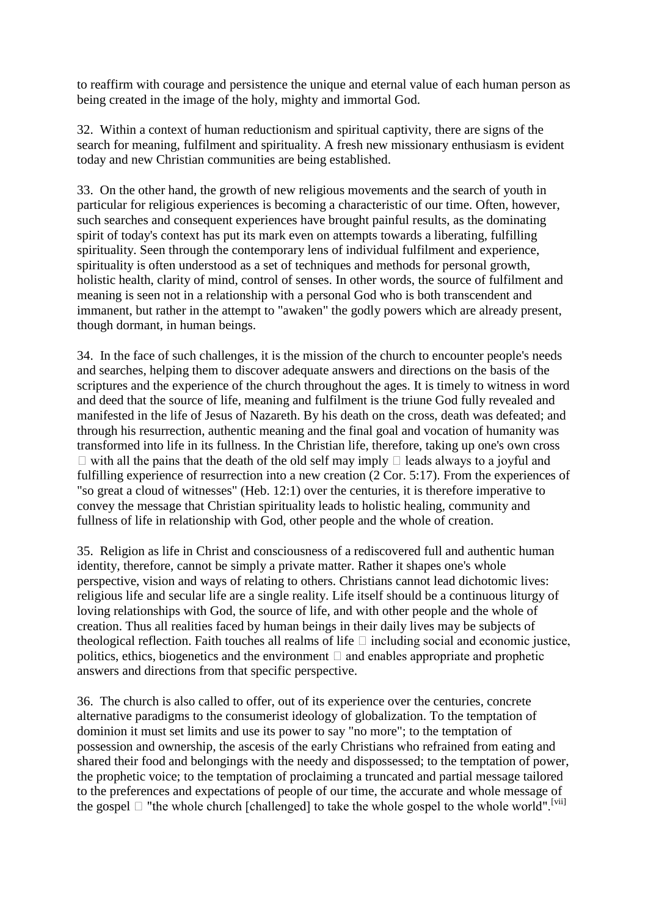to reaffirm with courage and persistence the unique and eternal value of each human person as being created in the image of the holy, mighty and immortal God.

32. Within a context of human reductionism and spiritual captivity, there are signs of the search for meaning, fulfilment and spirituality. A fresh new missionary enthusiasm is evident today and new Christian communities are being established.

33. On the other hand, the growth of new religious movements and the search of youth in particular for religious experiences is becoming a characteristic of our time. Often, however, such searches and consequent experiences have brought painful results, as the dominating spirit of today's context has put its mark even on attempts towards a liberating, fulfilling spirituality. Seen through the contemporary lens of individual fulfilment and experience, spirituality is often understood as a set of techniques and methods for personal growth, holistic health, clarity of mind, control of senses. In other words, the source of fulfilment and meaning is seen not in a relationship with a personal God who is both transcendent and immanent, but rather in the attempt to "awaken" the godly powers which are already present, though dormant, in human beings.

34. In the face of such challenges, it is the mission of the church to encounter people's needs and searches, helping them to discover adequate answers and directions on the basis of the scriptures and the experience of the church throughout the ages. It is timely to witness in word and deed that the source of life, meaning and fulfilment is the triune God fully revealed and manifested in the life of Jesus of Nazareth. By his death on the cross, death was defeated; and through his resurrection, authentic meaning and the final goal and vocation of humanity was transformed into life in its fullness. In the Christian life, therefore, taking up one's own cross  with all the pains that the death of the old self may imply  leads always to a joyful and fulfilling experience of resurrection into a new creation (2 Cor. 5:17). From the experiences of "so great a cloud of witnesses" (Heb. 12:1) over the centuries, it is therefore imperative to convey the message that Christian spirituality leads to holistic healing, community and fullness of life in relationship with God, other people and the whole of creation.

35. Religion as life in Christ and consciousness of a rediscovered full and authentic human identity, therefore, cannot be simply a private matter. Rather it shapes one's whole perspective, vision and ways of relating to others. Christians cannot lead dichotomic lives: religious life and secular life are a single reality. Life itself should be a continuous liturgy of loving relationships with God, the source of life, and with other people and the whole of creation. Thus all realities faced by human beings in their daily lives may be subjects of theological reflection. Faith touches all realms of life  including social and economic justice, politics, ethics, biogenetics and the environment  and enables appropriate and prophetic answers and directions from that specific perspective.

36. The church is also called to offer, out of its experience over the centuries, concrete alternative paradigms to the consumerist ideology of globalization. To the temptation of dominion it must set limits and use its power to say "no more"; to the temptation of possession and ownership, the ascesis of the early Christians who refrained from eating and shared their food and belongings with the needy and dispossessed; to the temptation of power, the prophetic voice; to the temptation of proclaiming a truncated and partial message tailored to the preferences and expectations of people of our time, the accurate and whole message of the gospel  "the whole church [challenged] to take the whole gospel to the whole world".[vii]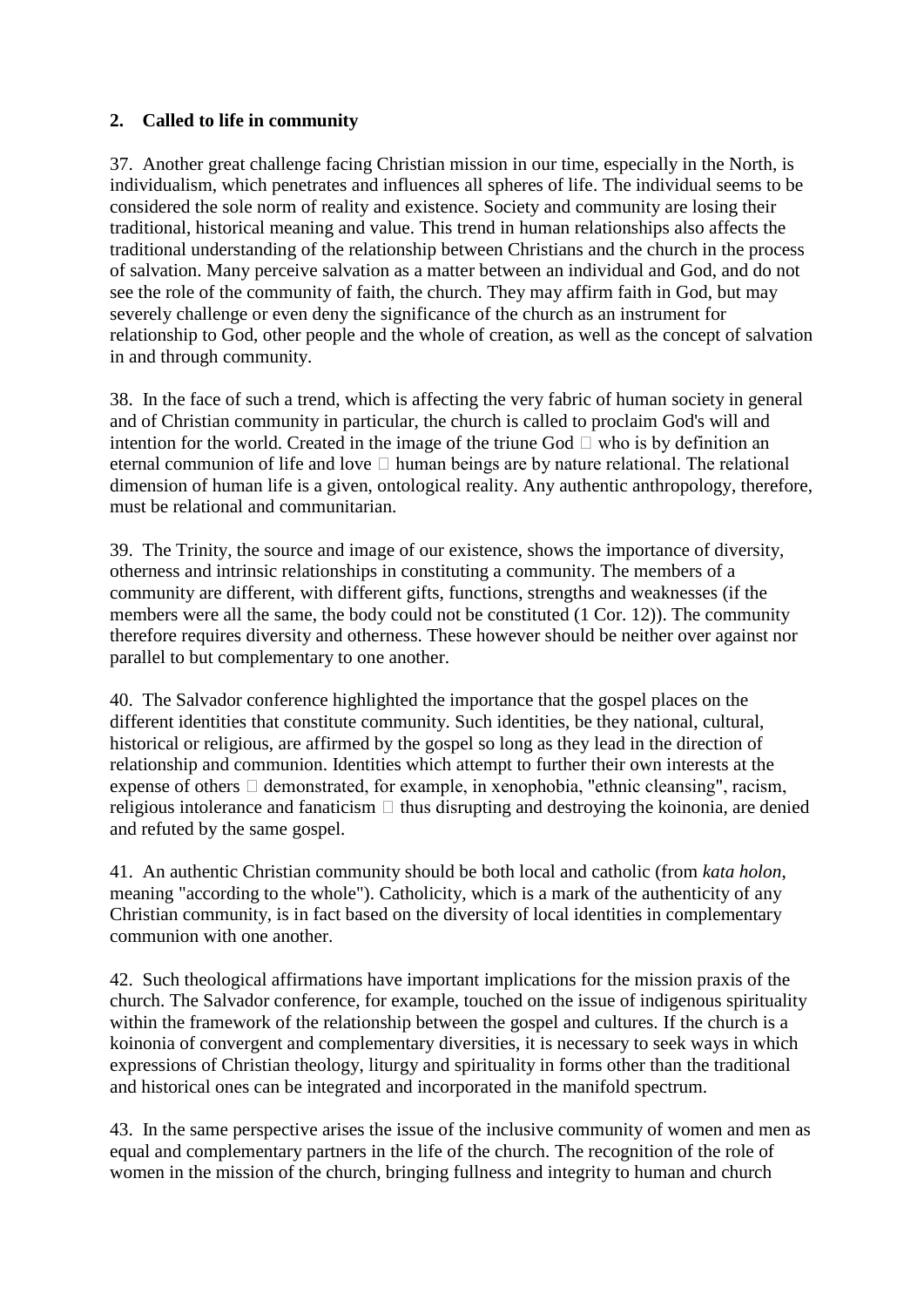**2. Called to life in community**

37. Another great challenge facing Christian mission in our time, especially in the North, is individualism, which penetrates and influences all spheres of life. The individual seems to be considered the sole norm of reality and existence. Society and community are losing their traditional, historical meaning and value. This trend in human relationships also affects the traditional understanding of the relationship between Christians and the church in the process of salvation. Many perceive salvation as a matter between an individual and God, and do not see the role of the community of faith, the church. They may affirm faith in God, but may severely challenge or even deny the significance of the church as an instrument for relationship to God, other people and the whole of creation, as well as the concept of salvation in and through community.

38. In the face of such a trend, which is affecting the very fabric of human society in general and of Christian community in particular, the church is called to proclaim God's will and intention for the world. Created in the image of the triune God  who is by definition an eternal communion of life and love  human beings are by nature relational. The relational dimension of human life is a given, ontological reality. Any authentic anthropology, therefore, must be relational and communitarian.

39. The Trinity, the source and image of our existence, shows the importance of diversity, otherness and intrinsic relationships in constituting a community. The members of a community are different, with different gifts, functions, strengths and weaknesses (if the members were all the same, the body could not be constituted (1 Cor. 12)). The community therefore requires diversity and otherness. These however should be neither over against nor parallel to but complementary to one another.

40. The Salvador conference highlighted the importance that the gospel places on the different identities that constitute community. Such identities, be they national, cultural, historical or religious, are affirmed by the gospel so long as they lead in the direction of relationship and communion. Identities which attempt to further their own interests at the expense of others  demonstrated, for example, in xenophobia, "ethnic cleansing", racism, religious intolerance and fanaticism  thus disrupting and destroying the koinonia, are denied and refuted by the same gospel.

41. An authentic Christian community should be both local and catholic (from *kata holon*, meaning "according to the whole"). Catholicity, which is a mark of the authenticity of any Christian community, is in fact based on the diversity of local identities in complementary communion with one another.

42. Such theological affirmations have important implications for the mission praxis of the church. The Salvador conference, for example, touched on the issue of indigenous spirituality within the framework of the relationship between the gospel and cultures. If the church is a koinonia of convergent and complementary diversities, it is necessary to seek ways in which expressions of Christian theology, liturgy and spirituality in forms other than the traditional and historical ones can be integrated and incorporated in the manifold spectrum.

43. In the same perspective arises the issue of the inclusive community of women and men as equal and complementary partners in the life of the church. The recognition of the role of women in the mission of the church, bringing fullness and integrity to human and church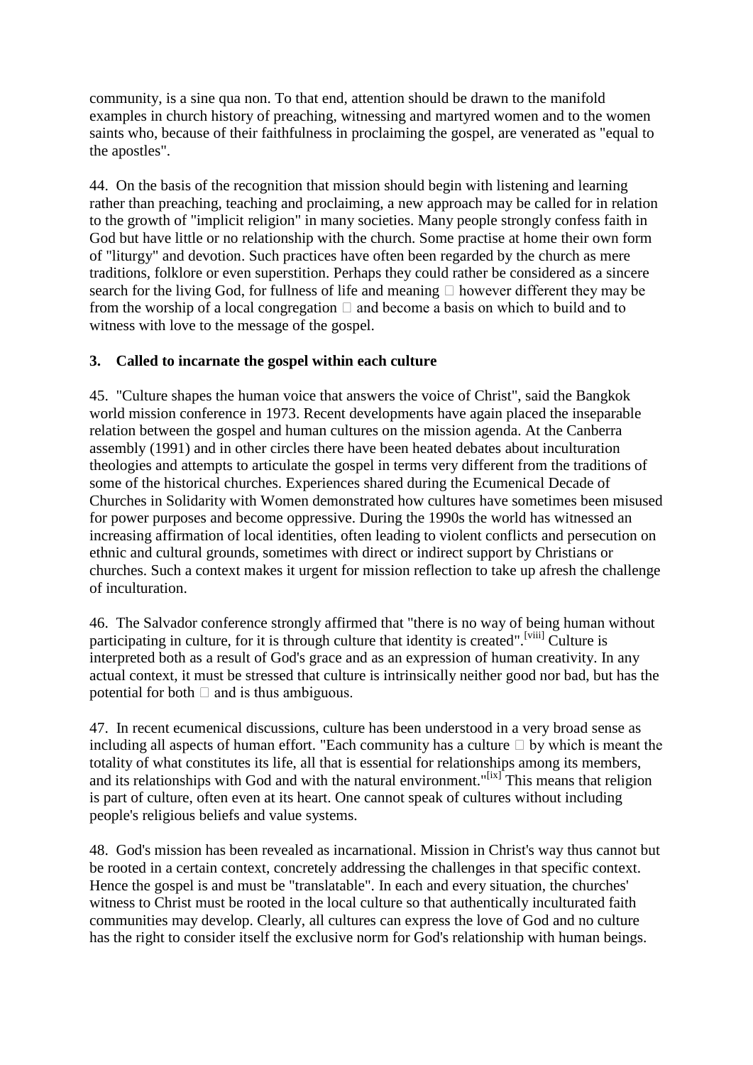community, is a sine qua non. To that end, attention should be drawn to the manifold examples in church history of preaching, witnessing and martyred women and to the women saints who, because of their faithfulness in proclaiming the gospel, are venerated as "equal to the apostles".

44. On the basis of the recognition that mission should begin with listening and learning rather than preaching, teaching and proclaiming, a new approach may be called for in relation to the growth of "implicit religion" in many societies. Many people strongly confess faith in God but have little or no relationship with the church. Some practise at home their own form of "liturgy" and devotion. Such practices have often been regarded by the church as mere traditions, folklore or even superstition. Perhaps they could rather be considered as a sincere search for the living God, for fullness of life and meaning  however different they may be from the worship of a local congregation  and become a basis on which to build and to witness with love to the message of the gospel.

### 3. Called to incarnate the gospel within each culture

45. "Culture shapes the human voice that answers the voice of Christ", said the Bangkok world mission conference in 1973. Recent developments have again placed the inseparable relation between the gospel and human cultures on the mission agenda. At the Canberra assembly (1991) and in other circles there have been heated debates about inculturation theologies and attempts to articulate the gospel in terms very different from the traditions of some of the historical churches. Experiences shared during the Ecumenical Decade of Churches in Solidarity with Women demonstrated how cultures have sometimes been misused for power purposes and become oppressive. During the 1990s the world has witnessed an increasing affirmation of local identities, often leading to violent conflicts and persecution on ethnic and cultural grounds, sometimes with direct or indirect support by Christians or churches. Such a context makes it urgent for mission reflection to take up afresh the challenge of inculturation.

46. The Salvador conference strongly affirmed that "there is no way of being human without participating in culture, for it is through culture that identity is created".[viii] Culture is interpreted both as a result of God's grace and as an expression of human creativity. In any actual context, it must be stressed that culture is intrinsically neither good nor bad, but has the potential for both  and is thus ambiguous.

47. In recent ecumenical discussions, culture has been understood in a very broad sense as including all aspects of human effort. "Each community has a culture  by which is meant the totality of what constitutes its life, all that is essential for relationships among its members, and its relationships with God and with the natural environment."[ix] This means that religion is part of culture, often even at its heart. One cannot speak of cultures without including people's religious beliefs and value systems.

48. God's mission has been revealed as incarnational. Mission in Christ's way thus cannot but be rooted in a certain context, concretely addressing the challenges in that specific context. Hence the gospel is and must be "translatable". In each and every situation, the churches' witness to Christ must be rooted in the local culture so that authentically inculturated faith communities may develop. Clearly, all cultures can express the love of God and no culture has the right to consider itself the exclusive norm for God's relationship with human beings.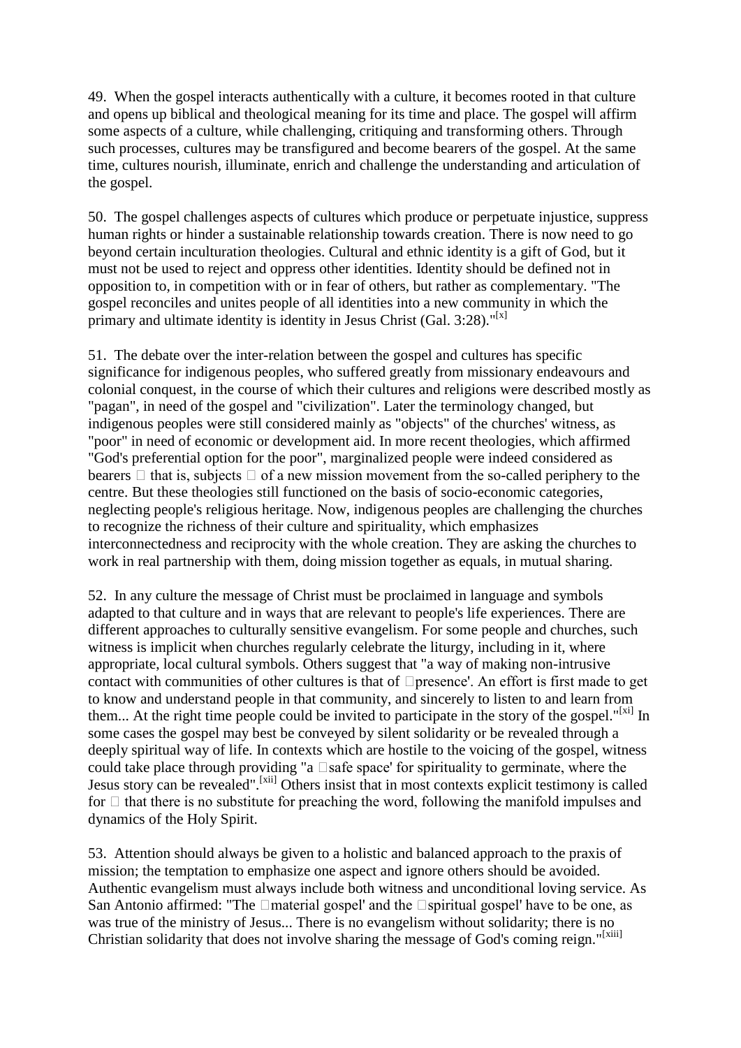49. When the gospel interacts authentically with a culture, it becomes rooted in that culture and opens up biblical and theological meaning for its time and place. The gospel will affirm some aspects of a culture, while challenging, critiquing and transforming others. Through such processes, cultures may be transfigured and become bearers of the gospel. At the same time, cultures nourish, illuminate, enrich and challenge the understanding and articulation of the gospel.

50. The gospel challenges aspects of cultures which produce or perpetuate injustice, suppress human rights or hinder a sustainable relationship towards creation. There is now need to go beyond certain inculturation theologies. Cultural and ethnic identity is a gift of God, but it must not be used to reject and oppress other identities. Identity should be defined not in opposition to, in competition with or in fear of others, but rather as complementary. "The gospel reconciles and unites people of all identities into a new community in which the primary and ultimate identity is identity in Jesus Christ (Gal. 3:28)."[x]

51. The debate over the inter-relation between the gospel and cultures has specific significance for indigenous peoples, who suffered greatly from missionary endeavours and colonial conquest, in the course of which their cultures and religions were described mostly as "pagan", in need of the gospel and "civilization". Later the terminology changed, but indigenous peoples were still considered mainly as "objects" of the churches' witness, as "poor" in need of economic or development aid. In more recent theologies, which affirmed "God's preferential option for the poor", marginalized people were indeed considered as bearers  that is, subjects  of a new mission movement from the so-called periphery to the centre. But these theologies still functioned on the basis of socio-economic categories, neglecting people's religious heritage. Now, indigenous peoples are challenging the churches to recognize the richness of their culture and spirituality, which emphasizes interconnectedness and reciprocity with the whole creation. They are asking the churches to work in real partnership with them, doing mission together as equals, in mutual sharing.

52. In any culture the message of Christ must be proclaimed in language and symbols adapted to that culture and in ways that are relevant to people's life experiences. There are different approaches to culturally sensitive evangelism. For some people and churches, such witness is implicit when churches regularly celebrate the liturgy, including in it, where appropriate, local cultural symbols. Others suggest that "a way of making non-intrusive contact with communities of other cultures is that of presence'. An effort is first made to get to know and understand people in that community, and sincerely to listen to and learn from them... At the right time people could be invited to participate in the story of the gospel."[xi] In some cases the gospel may best be conveyed by silent solidarity or be revealed through a deeply spiritual way of life. In contexts which are hostile to the voicing of the gospel, witness could take place through providing "a safe space' for spirituality to germinate, where the Jesus story can be revealed".[xii] Others insist that in most contexts explicit testimony is called for  that there is no substitute for preaching the word, following the manifold impulses and dynamics of the Holy Spirit.

53. Attention should always be given to a holistic and balanced approach to the praxis of mission; the temptation to emphasize one aspect and ignore others should be avoided. Authentic evangelism must always include both witness and unconditional loving service. As San Antonio affirmed: "The material gospel' and the spiritual gospel' have to be one, as was true of the ministry of Jesus... There is no evangelism without solidarity; there is no Christian solidarity that does not involve sharing the message of God's coming reign."[xiii]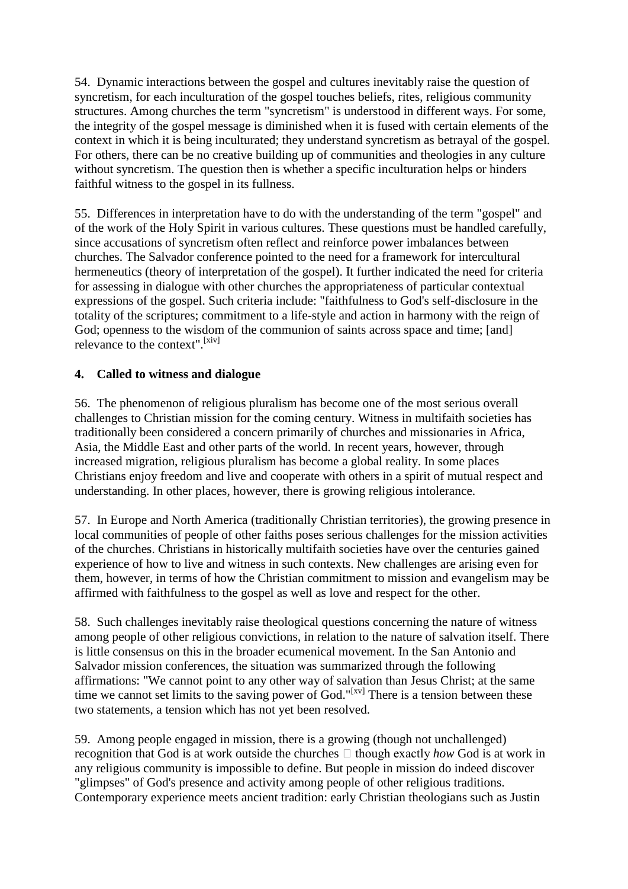54. Dynamic interactions between the gospel and cultures inevitably raise the question of syncretism, for each inculturation of the gospel touches beliefs, rites, religious community structures. Among churches the term "syncretism" is understood in different ways. For some, the integrity of the gospel message is diminished when it is fused with certain elements of the context in which it is being inculturated; they understand syncretism as betrayal of the gospel. For others, there can be no creative building up of communities and theologies in any culture without syncretism. The question then is whether a specific inculturation helps or hinders faithful witness to the gospel in its fullness.

55. Differences in interpretation have to do with the understanding of the term "gospel" and of the work of the Holy Spirit in various cultures. These questions must be handled carefully, since accusations of syncretism often reflect and reinforce power imbalances between churches. The Salvador conference pointed to the need for a framework for intercultural hermeneutics (theory of interpretation of the gospel). It further indicated the need for criteria for assessing in dialogue with other churches the appropriateness of particular contextual expressions of the gospel. Such criteria include: "faithfulness to God's self-disclosure in the totality of the scriptures; commitment to a life-style and action in harmony with the reign of God; openness to the wisdom of the communion of saints across space and time; [and] relevance to the context".[xiv]

#### 4. Called to witness and dialogue

56. The phenomenon of religious pluralism has become one of the most serious overall challenges to Christian mission for the coming century. Witness in multifaith societies has traditionally been considered a concern primarily of churches and missionaries in Africa, Asia, the Middle East and other parts of the world. In recent years, however, through increased migration, religious pluralism has become a global reality. In some places Christians enjoy freedom and live and cooperate with others in a spirit of mutual respect and understanding. In other places, however, there is growing religious intolerance.

57. In Europe and North America (traditionally Christian territories), the growing presence in local communities of people of other faiths poses serious challenges for the mission activities of the churches. Christians in historically multifaith societies have over the centuries gained experience of how to live and witness in such contexts. New challenges are arising even for them, however, in terms of how the Christian commitment to mission and evangelism may be affirmed with faithfulness to the gospel as well as love and respect for the other.

58. Such challenges inevitably raise theological questions concerning the nature of witness among people of other religious convictions, in relation to the nature of salvation itself. There is little consensus on this in the broader ecumenical movement. In the San Antonio and Salvador mission conferences, the situation was summarized through the following affirmations: "We cannot point to any other way of salvation than Jesus Christ; at the same time we cannot set limits to the saving power of God."[xv] There is a tension between these two statements, a tension which has not yet been resolved.

59. Among people engaged in mission, there is a growing (though not unchallenged) recognition that God is at work outside the churches  though exactly *how* God is at work in any religious community is impossible to define. But people in mission do indeed discover "glimpses" of God's presence and activity among people of other religious traditions. Contemporary experience meets ancient tradition: early Christian theologians such as Justin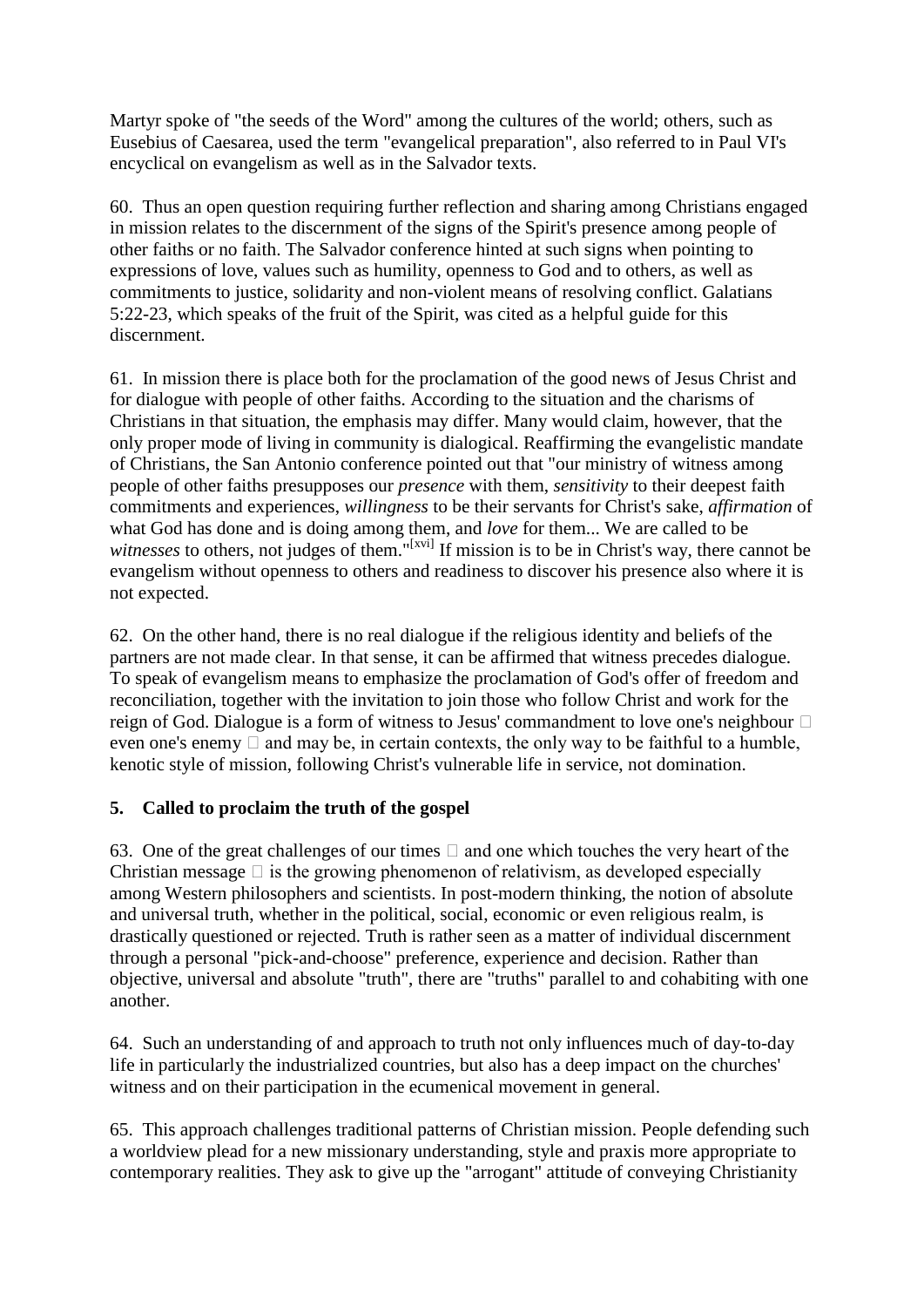Martyr spoke of "the seeds of the Word" among the cultures of the world; others, such as Eusebius of Caesarea, used the term "evangelical preparation", also referred to in Paul VI's encyclical on evangelism as well as in the Salvador texts.

60. Thus an open question requiring further reflection and sharing among Christians engaged in mission relates to the discernment of the signs of the Spirit's presence among people of other faiths or no faith. The Salvador conference hinted at such signs when pointing to expressions of love, values such as humility, openness to God and to others, as well as commitments to justice, solidarity and non-violent means of resolving conflict. Galatians 5:22-23, which speaks of the fruit of the Spirit, was cited as a helpful guide for this discernment.

61. In mission there is place both for the proclamation of the good news of Jesus Christ and for dialogue with people of other faiths. According to the situation and the charisms of Christians in that situation, the emphasis may differ. Many would claim, however, that the only proper mode of living in community is dialogical. Reaffirming the evangelistic mandate of Christians, the San Antonio conference pointed out that "our ministry of witness among people of other faiths presupposes our *presence* with them, *sensitivity* to their deepest faith commitments and experiences, *willingness* to be their servants for Christ's sake, *affirmation* of what God has done and is doing among them, and *love* for them... We are called to be *witnesses* to others, not judges of them."[xvi] If mission is to be in Christ's way, there cannot be evangelism without openness to others and readiness to discover his presence also where it is not expected.

62. On the other hand, there is no real dialogue if the religious identity and beliefs of the partners are not made clear. In that sense, it can be affirmed that witness precedes dialogue. To speak of evangelism means to emphasize the proclamation of God's offer of freedom and reconciliation, together with the invitation to join those who follow Christ and work for the reign of God. Dialogue is a form of witness to Jesus' commandment to love one's neighbour — even one's enemy — and may be, in certain contexts, the only way to be faithful to a humble, kenotic style of mission, following Christ's vulnerable life in service, not domination.

### 5. Called to proclaim the truth of the gospel

63. One of the great challenges of our times — and one which touches the very heart of the Christian message — is the growing phenomenon of relativism, as developed especially among Western philosophers and scientists. In post-modern thinking, the notion of absolute and universal truth, whether in the political, social, economic or even religious realm, is drastically questioned or rejected. Truth is rather seen as a matter of individual discernment through a personal "pick-and-choose" preference, experience and decision. Rather than objective, universal and absolute "truth", there are "truths" parallel to and cohabiting with one another.

64. Such an understanding of and approach to truth not only influences much of day-to-day life in particularly the industrialized countries, but also has a deep impact on the churches' witness and on their participation in the ecumenical movement in general.

65. This approach challenges traditional patterns of Christian mission. People defending such a worldview plead for a new missionary understanding, style and praxis more appropriate to contemporary realities. They ask to give up the "arrogant" attitude of conveying Christianity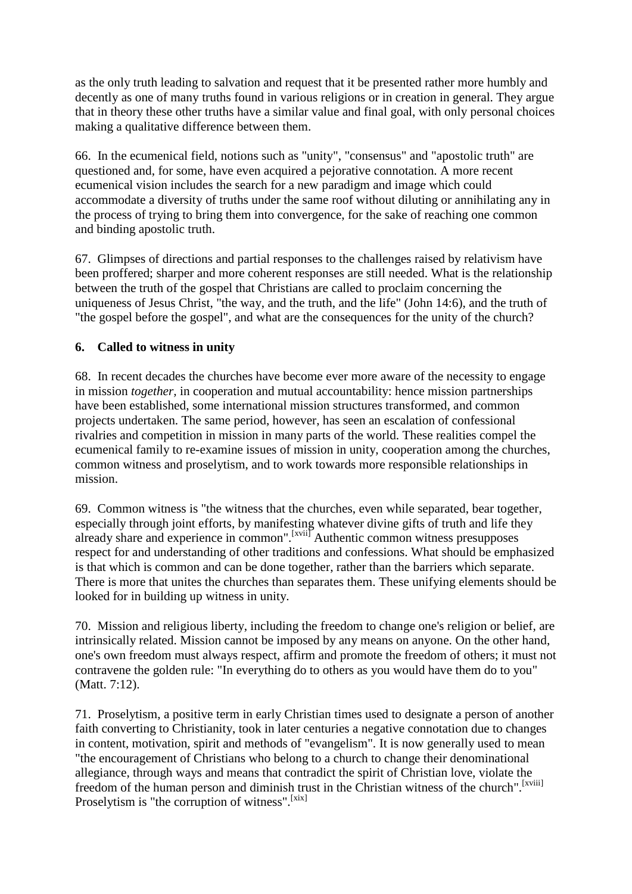as the only truth leading to salvation and request that it be presented rather more humbly and decently as one of many truths found in various religions or in creation in general. They argue that in theory these other truths have a similar value and final goal, with only personal choices making a qualitative difference between them.

66. In the ecumenical field, notions such as "unity", "consensus" and "apostolic truth" are questioned and, for some, have even acquired a pejorative connotation. A more recent ecumenical vision includes the search for a new paradigm and image which could accommodate a diversity of truths under the same roof without diluting or annihilating any in the process of trying to bring them into convergence, for the sake of reaching one common and binding apostolic truth.

67. Glimpses of directions and partial responses to the challenges raised by relativism have been proffered; sharper and more coherent responses are still needed. What is the relationship between the truth of the gospel that Christians are called to proclaim concerning the uniqueness of Jesus Christ, "the way, and the truth, and the life" (John 14:6), and the truth of "the gospel before the gospel", and what are the consequences for the unity of the church?

### 6. Called to witness in unity

68. In recent decades the churches have become ever more aware of the necessity to engage in mission *together,* in cooperation and mutual accountability: hence mission partnerships have been established, some international mission structures transformed, and common projects undertaken. The same period, however, has seen an escalation of confessional rivalries and competition in mission in many parts of the world. These realities compel the ecumenical family to re-examine issues of mission in unity, cooperation among the churches, common witness and proselytism, and to work towards more responsible relationships in mission.

69. Common witness is "the witness that the churches, even while separated, bear together, especially through joint efforts, by manifesting whatever divine gifts of truth and life they already share and experience in common".[xvii] Authentic common witness presupposes respect for and understanding of other traditions and confessions. What should be emphasized is that which is common and can be done together, rather than the barriers which separate. There is more that unites the churches than separates them. These unifying elements should be looked for in building up witness in unity.

70. Mission and religious liberty, including the freedom to change one's religion or belief, are intrinsically related. Mission cannot be imposed by any means on anyone. On the other hand, one's own freedom must always respect, affirm and promote the freedom of others; it must not contravene the golden rule: "In everything do to others as you would have them do to you" (Matt. 7:12).

71. Proselytism, a positive term in early Christian times used to designate a person of another faith converting to Christianity, took in later centuries a negative connotation due to changes in content, motivation, spirit and methods of "evangelism". It is now generally used to mean "the encouragement of Christians who belong to a church to change their denominational allegiance, through ways and means that contradict the spirit of Christian love, violate the freedom of the human person and diminish trust in the Christian witness of the church".[xviii] Proselytism is "the corruption of witness".[xix]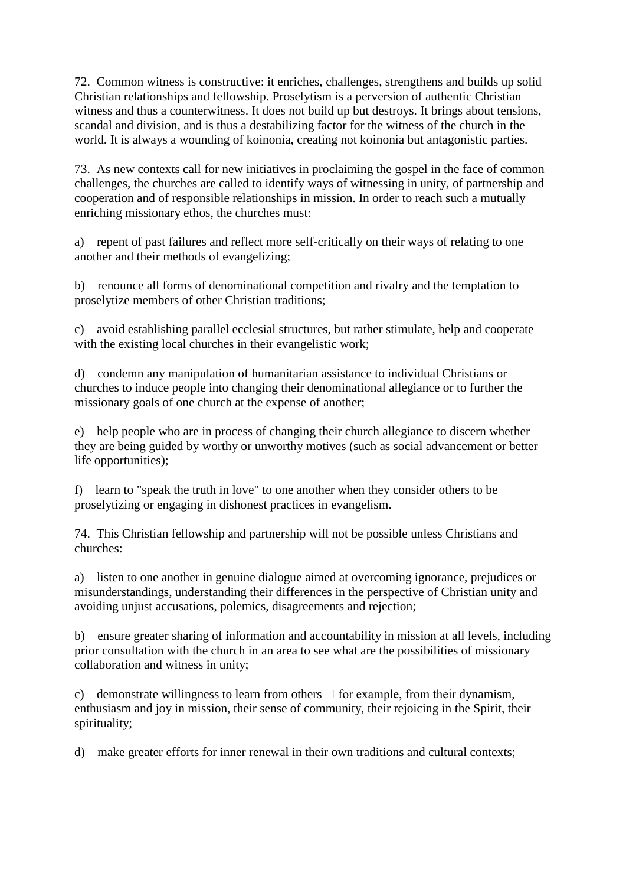72. Common witness is constructive: it enriches, challenges, strengthens and builds up solid Christian relationships and fellowship. Proselytism is a perversion of authentic Christian witness and thus a counterwitness. It does not build up but destroys. It brings about tensions, scandal and division, and is thus a destabilizing factor for the witness of the church in the world. It is always a wounding of koinonia, creating not koinonia but antagonistic parties.

73. As new contexts call for new initiatives in proclaiming the gospel in the face of common challenges, the churches are called to identify ways of witnessing in unity, of partnership and cooperation and of responsible relationships in mission. In order to reach such a mutually enriching missionary ethos, the churches must:

a) repent of past failures and reflect more self-critically on their ways of relating to one another and their methods of evangelizing;

b) renounce all forms of denominational competition and rivalry and the temptation to proselytize members of other Christian traditions;

c) avoid establishing parallel ecclesial structures, but rather stimulate, help and cooperate with the existing local churches in their evangelistic work;

d) condemn any manipulation of humanitarian assistance to individual Christians or churches to induce people into changing their denominational allegiance or to further the missionary goals of one church at the expense of another;

e) help people who are in process of changing their church allegiance to discern whether they are being guided by worthy or unworthy motives (such as social advancement or better life opportunities);

f) learn to "speak the truth in love" to one another when they consider others to be proselytizing or engaging in dishonest practices in evangelism.

74. This Christian fellowship and partnership will not be possible unless Christians and churches:

a) listen to one another in genuine dialogue aimed at overcoming ignorance, prejudices or misunderstandings, understanding their differences in the perspective of Christian unity and avoiding unjust accusations, polemics, disagreements and rejection;

b) ensure greater sharing of information and accountability in mission at all levels, including prior consultation with the church in an area to see what are the possibilities of missionary collaboration and witness in unity;

c) demonstrate willingness to learn from others  for example, from their dynamism, enthusiasm and joy in mission, their sense of community, their rejoicing in the Spirit, their spirituality;

d) make greater efforts for inner renewal in their own traditions and cultural contexts;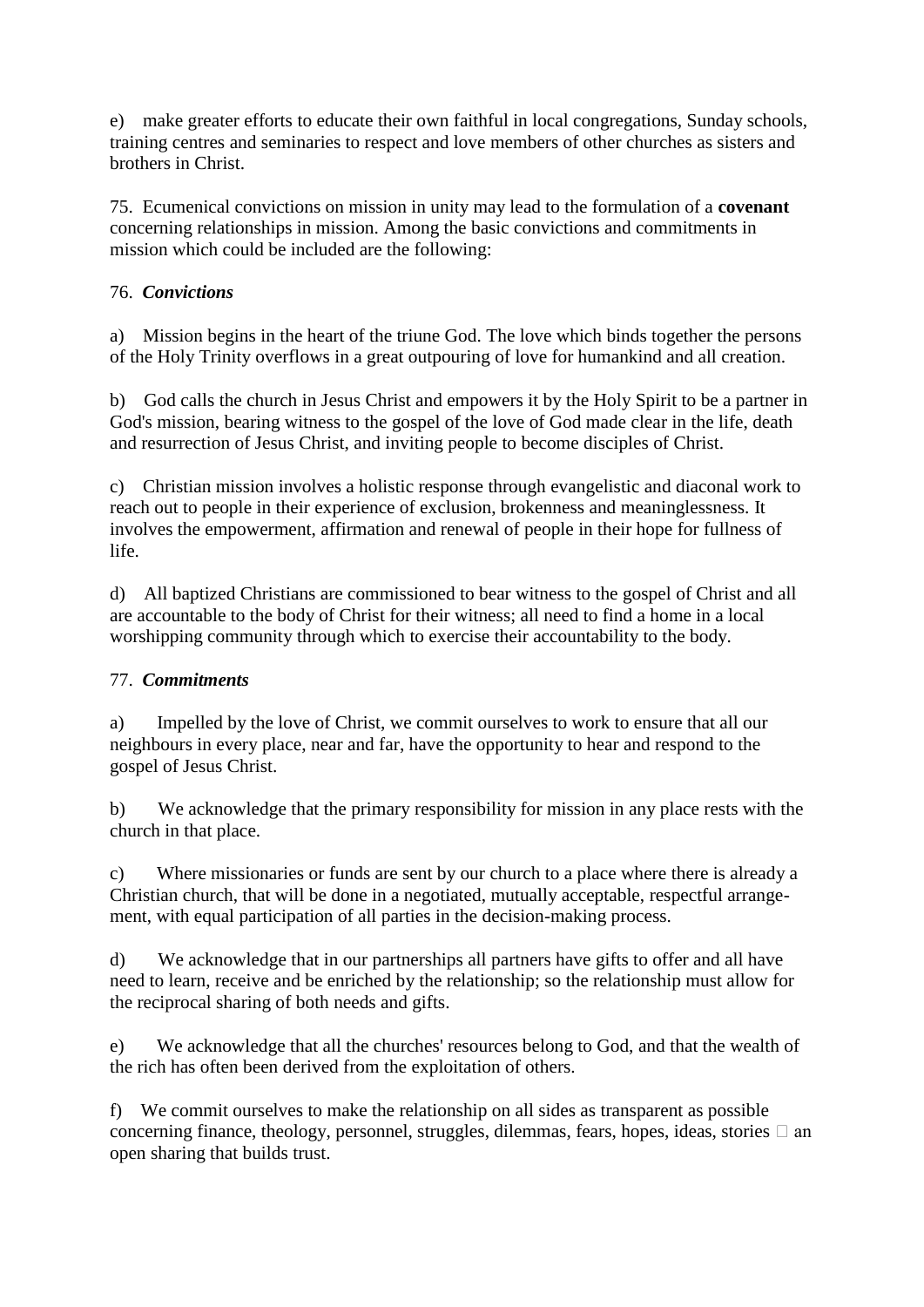e) make greater efforts to educate their own faithful in local congregations, Sunday schools, training centres and seminaries to respect and love members of other churches as sisters and brothers in Christ.

75. Ecumenical convictions on mission in unity may lead to the formulation of a **covenant** concerning relationships in mission. Among the basic convictions and commitments in mission which could be included are the following:

76. ***Convictions***

a) Mission begins in the heart of the triune God. The love which binds together the persons of the Holy Trinity overflows in a great outpouring of love for humankind and all creation.

b) God calls the church in Jesus Christ and empowers it by the Holy Spirit to be a partner in God's mission, bearing witness to the gospel of the love of God made clear in the life, death and resurrection of Jesus Christ, and inviting people to become disciples of Christ.

c) Christian mission involves a holistic response through evangelistic and diaconal work to reach out to people in their experience of exclusion, brokenness and meaninglessness. It involves the empowerment, affirmation and renewal of people in their hope for fullness of life.

d) All baptized Christians are commissioned to bear witness to the gospel of Christ and all are accountable to the body of Christ for their witness; all need to find a home in a local worshipping community through which to exercise their accountability to the body.

77. ***Commitments***

a) Impelled by the love of Christ, we commit ourselves to work to ensure that all our neighbours in every place, near and far, have the opportunity to hear and respond to the gospel of Jesus Christ.

b) We acknowledge that the primary responsibility for mission in any place rests with the church in that place.

c) Where missionaries or funds are sent by our church to a place where there is already a Christian church, that will be done in a negotiated, mutually acceptable, respectful arrangement, with equal participation of all parties in the decision-making process.

d) We acknowledge that in our partnerships all partners have gifts to offer and all have need to learn, receive and be enriched by the relationship; so the relationship must allow for the reciprocal sharing of both needs and gifts.

e) We acknowledge that all the churches' resources belong to God, and that the wealth of the rich has often been derived from the exploitation of others.

f) We commit ourselves to make the relationship on all sides as transparent as possible concerning finance, theology, personnel, struggles, dilemmas, fears, hopes, ideas, stories  an open sharing that builds trust.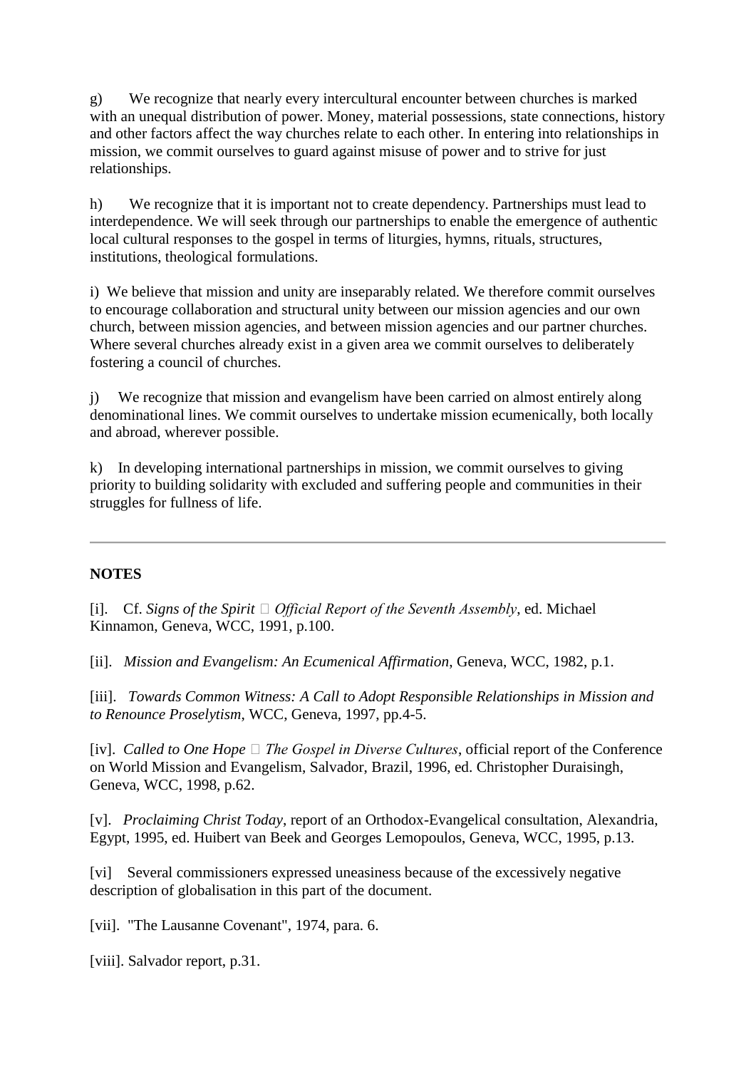g) We recognize that nearly every intercultural encounter between churches is marked with an unequal distribution of power. Money, material possessions, state connections, history and other factors affect the way churches relate to each other. In entering into relationships in mission, we commit ourselves to guard against misuse of power and to strive for just relationships.

h) We recognize that it is important not to create dependency. Partnerships must lead to interdependence. We will seek through our partnerships to enable the emergence of authentic local cultural responses to the gospel in terms of liturgies, hymns, rituals, structures, institutions, theological formulations.

i) We believe that mission and unity are inseparably related. We therefore commit ourselves to encourage collaboration and structural unity between our mission agencies and our own church, between mission agencies, and between mission agencies and our partner churches. Where several churches already exist in a given area we commit ourselves to deliberately fostering a council of churches.

j) We recognize that mission and evangelism have been carried on almost entirely along denominational lines. We commit ourselves to undertake mission ecumenically, both locally and abroad, wherever possible.

k) In developing international partnerships in mission, we commit ourselves to giving priority to building solidarity with excluded and suffering people and communities in their struggles for fullness of life.

---

**NOTES**

[i]. Cf. *Signs of the Spirit  Official Report of the Seventh Assembly*, ed. Michael Kinnamon, Geneva, WCC, 1991, p.100.

[ii]. *Mission and Evangelism: An Ecumenical Affirmation*, Geneva, WCC, 1982, p.1.

[iii]. *Towards Common Witness: A Call to Adopt Responsible Relationships in Mission and to Renounce Proselytism*, WCC, Geneva, 1997, pp.4-5.

[iv]. *Called to One Hope  The Gospel in Diverse Cultures*, official report of the Conference on World Mission and Evangelism, Salvador, Brazil, 1996, ed. Christopher Duraisingh, Geneva, WCC, 1998, p.62.

[v]. *Proclaiming Christ Today*, report of an Orthodox-Evangelical consultation, Alexandria, Egypt, 1995, ed. Huibert van Beek and Georges Lemopoulos, Geneva, WCC, 1995, p.13.

[vi] Several commissioners expressed uneasiness because of the excessively negative description of globalisation in this part of the document.

[vii]. "The Lausanne Covenant", 1974, para. 6.

[viii]. Salvador report, p.31.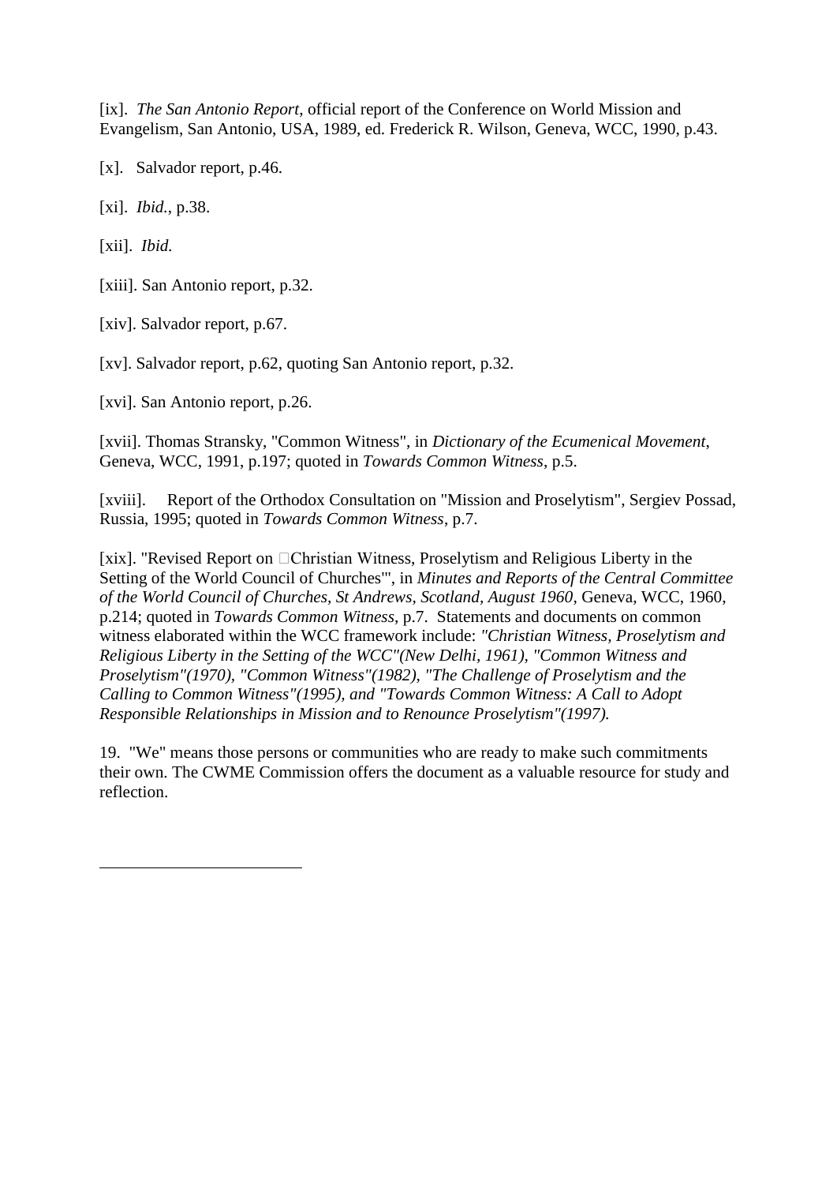[ix]. *The San Antonio Report*, official report of the Conference on World Mission and Evangelism, San Antonio, USA, 1989, ed. Frederick R. Wilson, Geneva, WCC, 1990, p.43.

[x]. Salvador report, p.46.

[xi]. *Ibid.*, p.38.

[xii]. *Ibid.*

[xiii]. San Antonio report, p.32.

[xiv]. Salvador report, p.67.

[xv]. Salvador report, p.62, quoting San Antonio report, p.32.

[xvi]. San Antonio report, p.26.

[xvii]. Thomas Stransky, "Common Witness", in *Dictionary of the Ecumenical Movement*, Geneva, WCC, 1991, p.197; quoted in *Towards Common Witness*, p.5.

[xviii]. Report of the Orthodox Consultation on "Mission and Proselytism", Sergiev Possad, Russia, 1995; quoted in *Towards Common Witness*, p.7.

[xix]. "Revised Report on Christian Witness, Proselytism and Religious Liberty in the Setting of the World Council of Churches'", in *Minutes and Reports of the Central Committee of the World Council of Churches, St Andrews, Scotland, August 1960*, Geneva, WCC, 1960, p.214; quoted in *Towards Common Witness*, p.7. Statements and documents on common witness elaborated within the WCC framework include: *"Christian Witness, Proselytism and Religious Liberty in the Setting of the WCC"(New Delhi, 1961), "Common Witness and Proselytism"(1970), "Common Witness"(1982), "The Challenge of Proselytism and the Calling to Common Witness"(1995), and "Towards Common Witness: A Call to Adopt Responsible Relationships in Mission and to Renounce Proselytism"(1997).*

19. "We" means those persons or communities who are ready to make such commitments their own. The CWME Commission offers the document as a valuable resource for study and reflection.